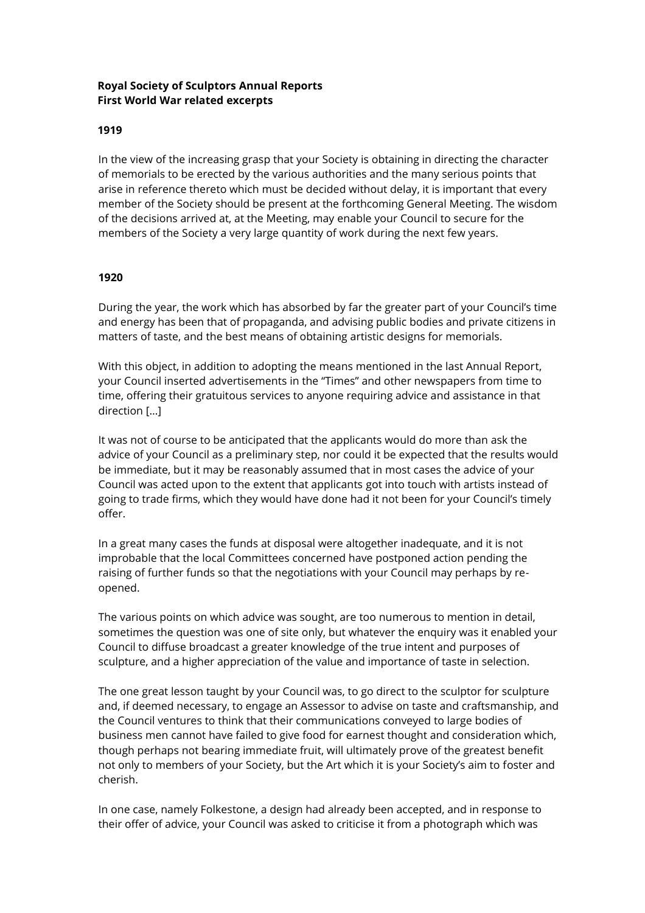**Royal Society of Sculptors Annual Reports**
**First World War related excerpts**

**1919**

In the view of the increasing grasp that your Society is obtaining in directing the character of memorials to be erected by the various authorities and the many serious points that arise in reference thereto which must be decided without delay, it is important that every member of the Society should be present at the forthcoming General Meeting. The wisdom of the decisions arrived at, at the Meeting, may enable your Council to secure for the members of the Society a very large quantity of work during the next few years.

**1920**

During the year, the work which has absorbed by far the greater part of your Council's time and energy has been that of propaganda, and advising public bodies and private citizens in matters of taste, and the best means of obtaining artistic designs for memorials.

With this object, in addition to adopting the means mentioned in the last Annual Report, your Council inserted advertisements in the "Times" and other newspapers from time to time, offering their gratuitous services to anyone requiring advice and assistance in that direction […]

It was not of course to be anticipated that the applicants would do more than ask the advice of your Council as a preliminary step, nor could it be expected that the results would be immediate, but it may be reasonably assumed that in most cases the advice of your Council was acted upon to the extent that applicants got into touch with artists instead of going to trade firms, which they would have done had it not been for your Council's timely offer.

In a great many cases the funds at disposal were altogether inadequate, and it is not improbable that the local Committees concerned have postponed action pending the raising of further funds so that the negotiations with your Council may perhaps by re-opened.

The various points on which advice was sought, are too numerous to mention in detail, sometimes the question was one of site only, but whatever the enquiry was it enabled your Council to diffuse broadcast a greater knowledge of the true intent and purposes of sculpture, and a higher appreciation of the value and importance of taste in selection.

The one great lesson taught by your Council was, to go direct to the sculptor for sculpture and, if deemed necessary, to engage an Assessor to advise on taste and craftsmanship, and the Council ventures to think that their communications conveyed to large bodies of business men cannot have failed to give food for earnest thought and consideration which, though perhaps not bearing immediate fruit, will ultimately prove of the greatest benefit not only to members of your Society, but the Art which it is your Society's aim to foster and cherish.

In one case, namely Folkestone, a design had already been accepted, and in response to their offer of advice, your Council was asked to criticise it from a photograph which was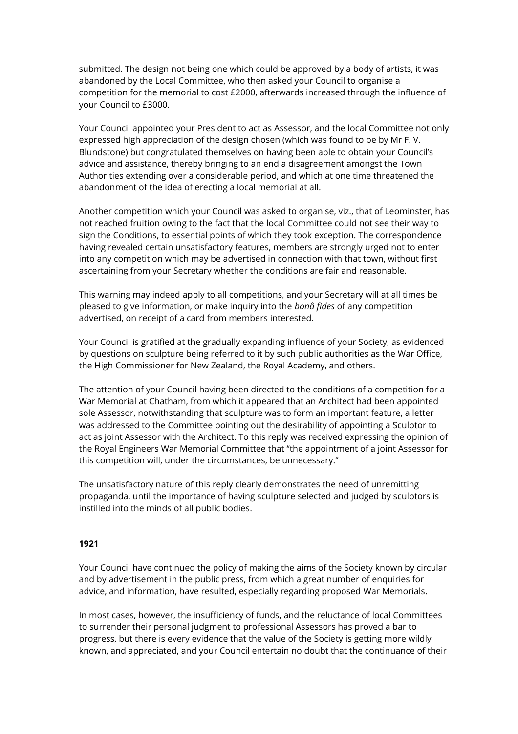submitted. The design not being one which could be approved by a body of artists, it was abandoned by the Local Committee, who then asked your Council to organise a competition for the memorial to cost £2000, afterwards increased through the influence of your Council to £3000.

Your Council appointed your President to act as Assessor, and the local Committee not only expressed high appreciation of the design chosen (which was found to be by Mr F. V. Blundstone) but congratulated themselves on having been able to obtain your Council's advice and assistance, thereby bringing to an end a disagreement amongst the Town Authorities extending over a considerable period, and which at one time threatened the abandonment of the idea of erecting a local memorial at all.

Another competition which your Council was asked to organise, viz., that of Leominster, has not reached fruition owing to the fact that the local Committee could not see their way to sign the Conditions, to essential points of which they took exception. The correspondence having revealed certain unsatisfactory features, members are strongly urged not to enter into any competition which may be advertised in connection with that town, without first ascertaining from your Secretary whether the conditions are fair and reasonable.

This warning may indeed apply to all competitions, and your Secretary will at all times be pleased to give information, or make inquiry into the *bonâ fides* of any competition advertised, on receipt of a card from members interested.

Your Council is gratified at the gradually expanding influence of your Society, as evidenced by questions on sculpture being referred to it by such public authorities as the War Office, the High Commissioner for New Zealand, the Royal Academy, and others.

The attention of your Council having been directed to the conditions of a competition for a War Memorial at Chatham, from which it appeared that an Architect had been appointed sole Assessor, notwithstanding that sculpture was to form an important feature, a letter was addressed to the Committee pointing out the desirability of appointing a Sculptor to act as joint Assessor with the Architect. To this reply was received expressing the opinion of the Royal Engineers War Memorial Committee that "the appointment of a joint Assessor for this competition will, under the circumstances, be unnecessary."

The unsatisfactory nature of this reply clearly demonstrates the need of unremitting propaganda, until the importance of having sculpture selected and judged by sculptors is instilled into the minds of all public bodies.

**1921**

Your Council have continued the policy of making the aims of the Society known by circular and by advertisement in the public press, from which a great number of enquiries for advice, and information, have resulted, especially regarding proposed War Memorials.

In most cases, however, the insufficiency of funds, and the reluctance of local Committees to surrender their personal judgment to professional Assessors has proved a bar to progress, but there is every evidence that the value of the Society is getting more wildly known, and appreciated, and your Council entertain no doubt that the continuance of their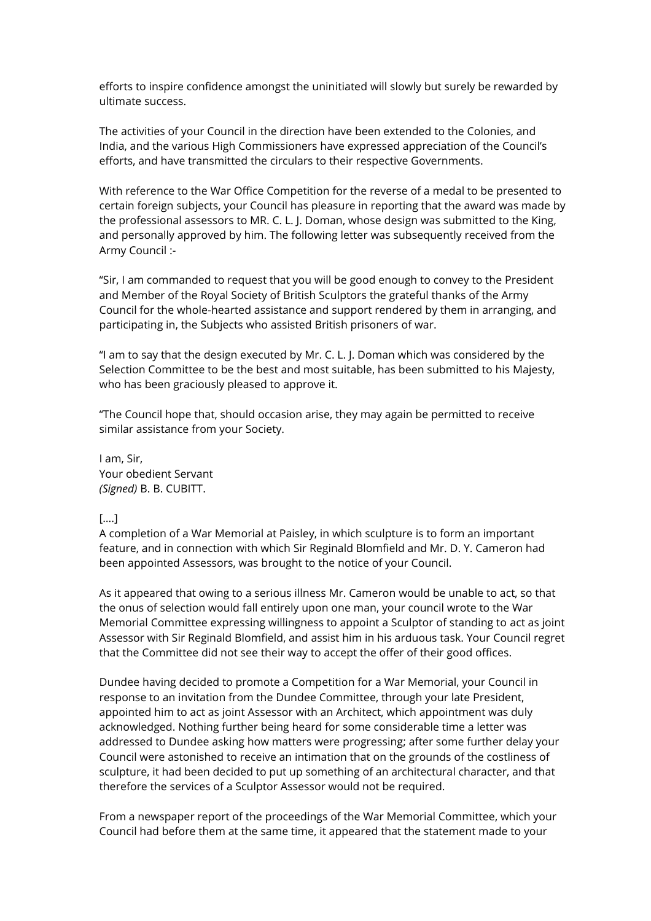efforts to inspire confidence amongst the uninitiated will slowly but surely be rewarded by ultimate success.

The activities of your Council in the direction have been extended to the Colonies, and India, and the various High Commissioners have expressed appreciation of the Council's efforts, and have transmitted the circulars to their respective Governments.

With reference to the War Office Competition for the reverse of a medal to be presented to certain foreign subjects, your Council has pleasure in reporting that the award was made by the professional assessors to MR. C. L. J. Doman, whose design was submitted to the King, and personally approved by him. The following letter was subsequently received from the Army Council :-

"Sir, I am commanded to request that you will be good enough to convey to the President and Member of the Royal Society of British Sculptors the grateful thanks of the Army Council for the whole-hearted assistance and support rendered by them in arranging, and participating in, the Subjects who assisted British prisoners of war.

"I am to say that the design executed by Mr. C. L. J. Doman which was considered by the Selection Committee to be the best and most suitable, has been submitted to his Majesty, who has been graciously pleased to approve it.

"The Council hope that, should occasion arise, they may again be permitted to receive similar assistance from your Society.

I am, Sir,
Your obedient Servant
*(Signed)* B. B. CUBITT.

[....]
A completion of a War Memorial at Paisley, in which sculpture is to form an important feature, and in connection with which Sir Reginald Blomfield and Mr. D. Y. Cameron had been appointed Assessors, was brought to the notice of your Council.

As it appeared that owing to a serious illness Mr. Cameron would be unable to act, so that the onus of selection would fall entirely upon one man, your council wrote to the War Memorial Committee expressing willingness to appoint a Sculptor of standing to act as joint Assessor with Sir Reginald Blomfield, and assist him in his arduous task. Your Council regret that the Committee did not see their way to accept the offer of their good offices.

Dundee having decided to promote a Competition for a War Memorial, your Council in response to an invitation from the Dundee Committee, through your late President, appointed him to act as joint Assessor with an Architect, which appointment was duly acknowledged. Nothing further being heard for some considerable time a letter was addressed to Dundee asking how matters were progressing; after some further delay your Council were astonished to receive an intimation that on the grounds of the costliness of sculpture, it had been decided to put up something of an architectural character, and that therefore the services of a Sculptor Assessor would not be required.

From a newspaper report of the proceedings of the War Memorial Committee, which your Council had before them at the same time, it appeared that the statement made to your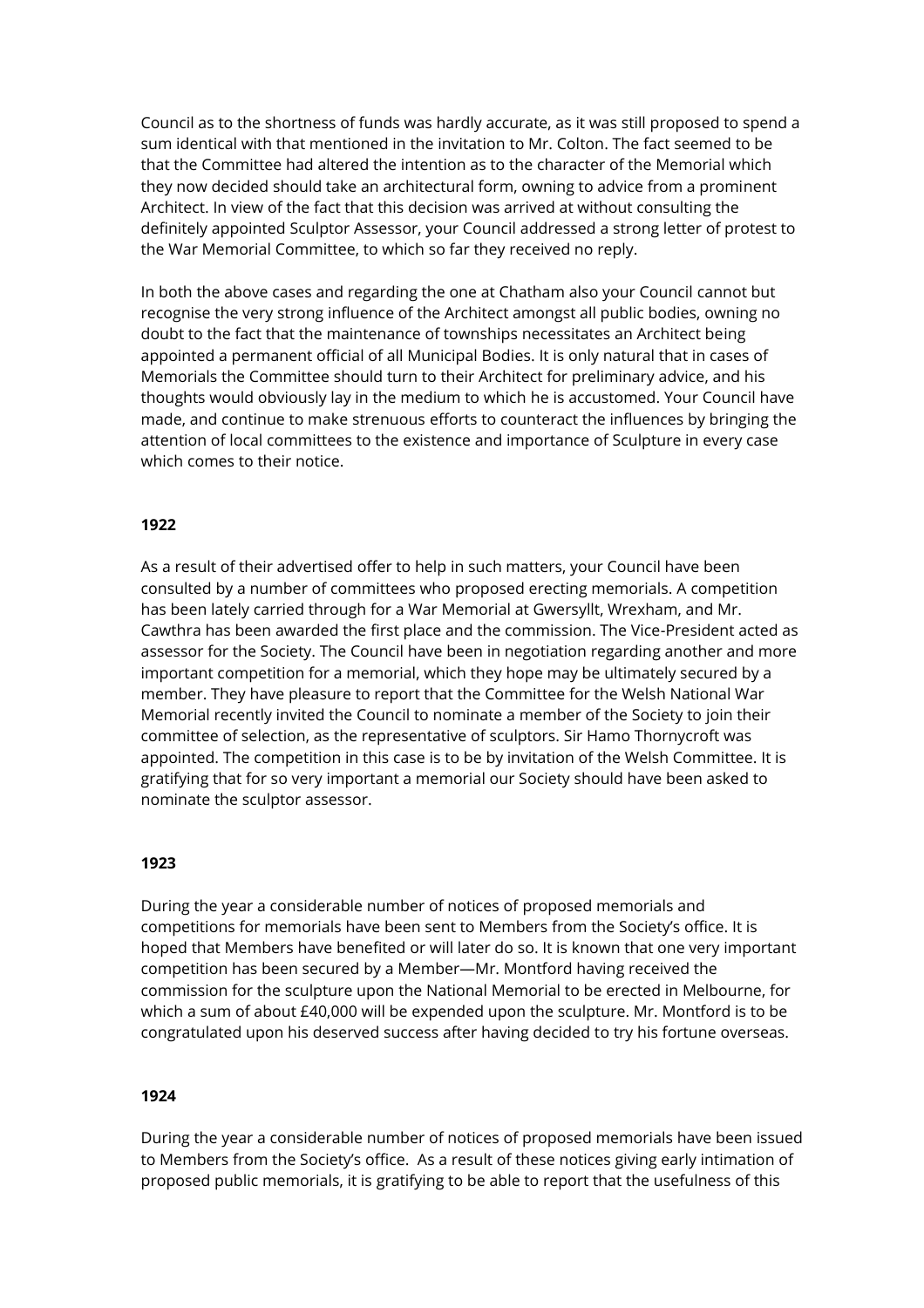Council as to the shortness of funds was hardly accurate, as it was still proposed to spend a sum identical with that mentioned in the invitation to Mr. Colton. The fact seemed to be that the Committee had altered the intention as to the character of the Memorial which they now decided should take an architectural form, owning to advice from a prominent Architect. In view of the fact that this decision was arrived at without consulting the definitely appointed Sculptor Assessor, your Council addressed a strong letter of protest to the War Memorial Committee, to which so far they received no reply.

In both the above cases and regarding the one at Chatham also your Council cannot but recognise the very strong influence of the Architect amongst all public bodies, owning no doubt to the fact that the maintenance of townships necessitates an Architect being appointed a permanent official of all Municipal Bodies. It is only natural that in cases of Memorials the Committee should turn to their Architect for preliminary advice, and his thoughts would obviously lay in the medium to which he is accustomed. Your Council have made, and continue to make strenuous efforts to counteract the influences by bringing the attention of local committees to the existence and importance of Sculpture in every case which comes to their notice.

**1922**

As a result of their advertised offer to help in such matters, your Council have been consulted by a number of committees who proposed erecting memorials. A competition has been lately carried through for a War Memorial at Gwersyllt, Wrexham, and Mr. Cawthra has been awarded the first place and the commission. The Vice-President acted as assessor for the Society. The Council have been in negotiation regarding another and more important competition for a memorial, which they hope may be ultimately secured by a member. They have pleasure to report that the Committee for the Welsh National War Memorial recently invited the Council to nominate a member of the Society to join their committee of selection, as the representative of sculptors. Sir Hamo Thornycroft was appointed. The competition in this case is to be by invitation of the Welsh Committee. It is gratifying that for so very important a memorial our Society should have been asked to nominate the sculptor assessor.

**1923**

During the year a considerable number of notices of proposed memorials and competitions for memorials have been sent to Members from the Society's office. It is hoped that Members have benefited or will later do so. It is known that one very important competition has been secured by a Member—Mr. Montford having received the commission for the sculpture upon the National Memorial to be erected in Melbourne, for which a sum of about £40,000 will be expended upon the sculpture. Mr. Montford is to be congratulated upon his deserved success after having decided to try his fortune overseas.

**1924**

During the year a considerable number of notices of proposed memorials have been issued to Members from the Society's office. As a result of these notices giving early intimation of proposed public memorials, it is gratifying to be able to report that the usefulness of this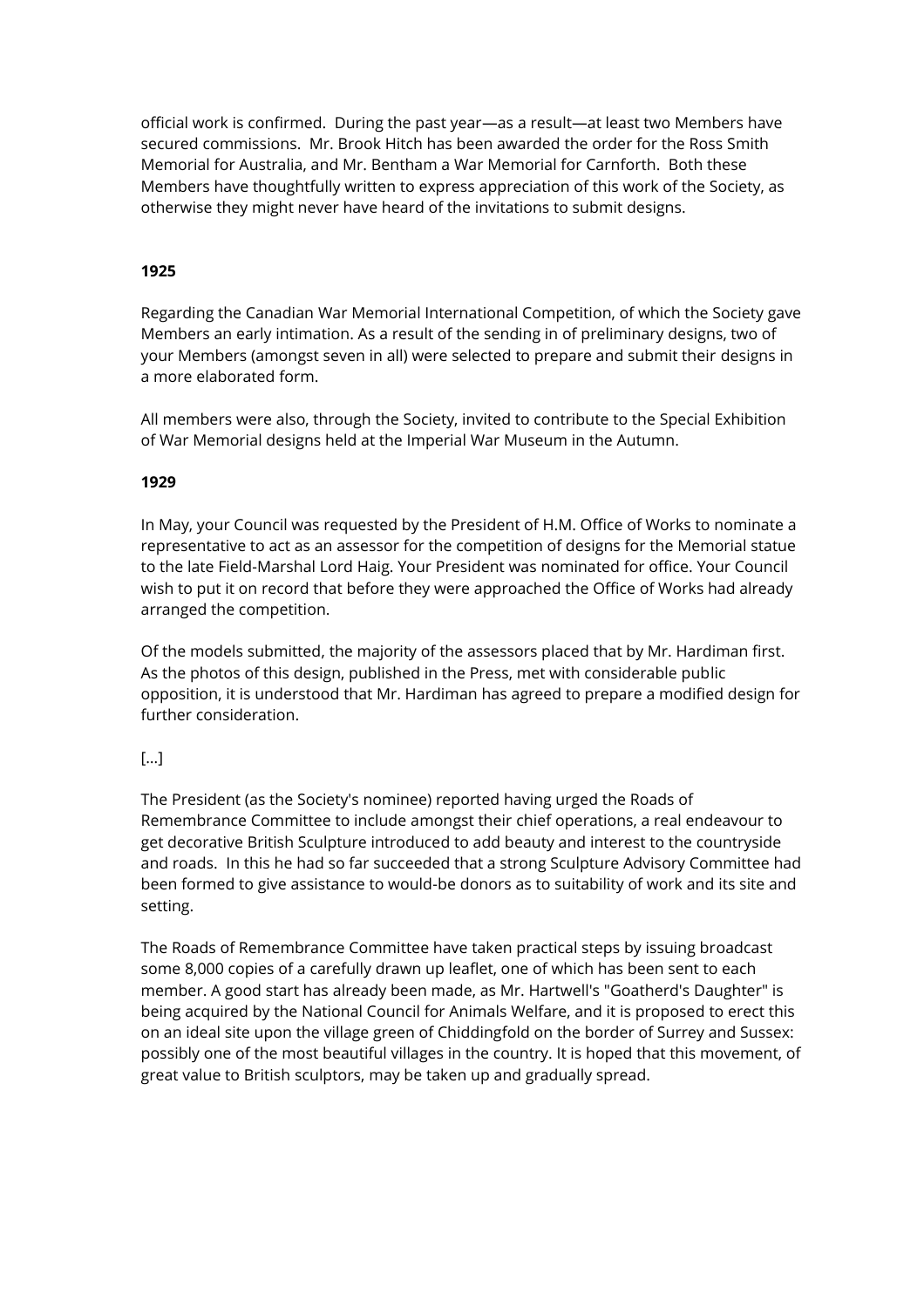official work is confirmed. During the past year—as a result—at least two Members have secured commissions. Mr. Brook Hitch has been awarded the order for the Ross Smith Memorial for Australia, and Mr. Bentham a War Memorial for Carnforth. Both these Members have thoughtfully written to express appreciation of this work of the Society, as otherwise they might never have heard of the invitations to submit designs.

**1925**

Regarding the Canadian War Memorial International Competition, of which the Society gave Members an early intimation. As a result of the sending in of preliminary designs, two of your Members (amongst seven in all) were selected to prepare and submit their designs in a more elaborated form.

All members were also, through the Society, invited to contribute to the Special Exhibition of War Memorial designs held at the Imperial War Museum in the Autumn.

**1929**

In May, your Council was requested by the President of H.M. Office of Works to nominate a representative to act as an assessor for the competition of designs for the Memorial statue to the late Field-Marshal Lord Haig. Your President was nominated for office. Your Council wish to put it on record that before they were approached the Office of Works had already arranged the competition.

Of the models submitted, the majority of the assessors placed that by Mr. Hardiman first. As the photos of this design, published in the Press, met with considerable public opposition, it is understood that Mr. Hardiman has agreed to prepare a modified design for further consideration.

[...]

The President (as the Society's nominee) reported having urged the Roads of Remembrance Committee to include amongst their chief operations, a real endeavour to get decorative British Sculpture introduced to add beauty and interest to the countryside and roads. In this he had so far succeeded that a strong Sculpture Advisory Committee had been formed to give assistance to would-be donors as to suitability of work and its site and setting.

The Roads of Remembrance Committee have taken practical steps by issuing broadcast some 8,000 copies of a carefully drawn up leaflet, one of which has been sent to each member. A good start has already been made, as Mr. Hartwell's "Goatherd's Daughter" is being acquired by the National Council for Animals Welfare, and it is proposed to erect this on an ideal site upon the village green of Chiddingfold on the border of Surrey and Sussex: possibly one of the most beautiful villages in the country. It is hoped that this movement, of great value to British sculptors, may be taken up and gradually spread.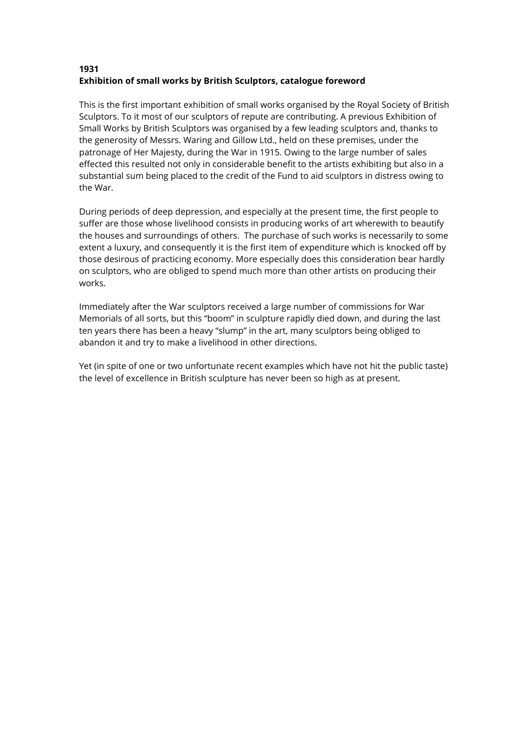**1931**
**Exhibition of small works by British Sculptors, catalogue foreword**

This is the first important exhibition of small works organised by the Royal Society of British Sculptors. To it most of our sculptors of repute are contributing. A previous Exhibition of Small Works by British Sculptors was organised by a few leading sculptors and, thanks to the generosity of Messrs. Waring and Gillow Ltd., held on these premises, under the patronage of Her Majesty, during the War in 1915. Owing to the large number of sales effected this resulted not only in considerable benefit to the artists exhibiting but also in a substantial sum being placed to the credit of the Fund to aid sculptors in distress owing to the War.

During periods of deep depression, and especially at the present time, the first people to suffer are those whose livelihood consists in producing works of art wherewith to beautify the houses and surroundings of others. The purchase of such works is necessarily to some extent a luxury, and consequently it is the first item of expenditure which is knocked off by those desirous of practicing economy. More especially does this consideration bear hardly on sculptors, who are obliged to spend much more than other artists on producing their works.

Immediately after the War sculptors received a large number of commissions for War Memorials of all sorts, but this "boom" in sculpture rapidly died down, and during the last ten years there has been a heavy "slump" in the art, many sculptors being obliged to abandon it and try to make a livelihood in other directions.

Yet (in spite of one or two unfortunate recent examples which have not hit the public taste) the level of excellence in British sculpture has never been so high as at present.